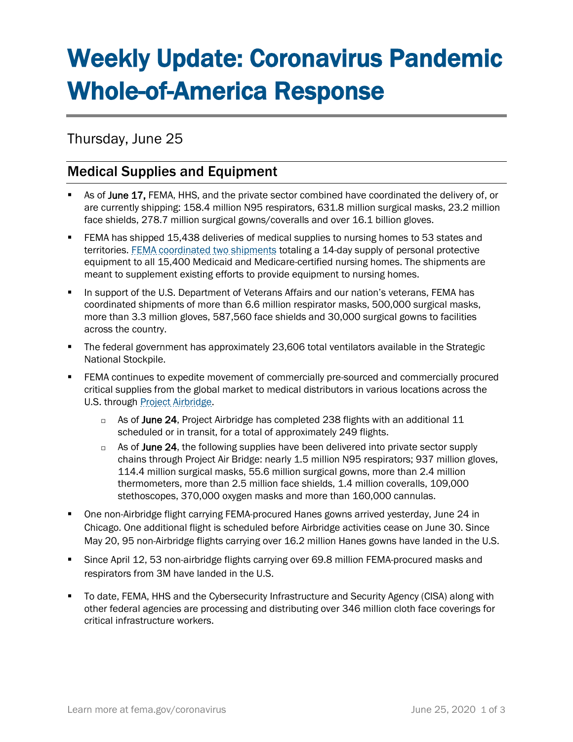# Weekly Update: Coronavirus Pandemic Whole-of-America Response

Thursday, June 25

## Medical Supplies and Equipment

- As of **June 17,** FEMA, HHS, and the private sector combined have coordinated the delivery of, or are currently shipping: 158.4 million N95 respirators, 631.8 million surgical masks, 23.2 million face shields, 278.7 million surgical gowns/coveralls and over 16.1 billion gloves.
- FEMA has shipped 15,438 deliveries of medical supplies to nursing homes to 53 states and territories. FEMA coordinated two shipments totaling a 14-day supply of personal protective equipment to all 15,400 Medicaid and Medicare-certified nursing homes. The shipments are meant to supplement existing efforts to provide equipment to nursing homes.
- In support of the U.S. Department of Veterans Affairs and our nation's veterans, FEMA has coordinated shipments of more than 6.6 million respirator masks, 500,000 surgical masks, more than 3.3 million gloves, 587,560 face shields and 30,000 surgical gowns to facilities across the country.
- The federal government has approximately 23,606 total ventilators available in the Strategic National Stockpile.
- FEMA continues to expedite movement of commercially pre-sourced and commercially procured critical supplies from the global market to medical distributors in various locations across the U.S. through Project Airbridge.
  - As of **June 24**, Project Airbridge has completed 238 flights with an additional 11 scheduled or in transit, for a total of approximately 249 flights.
  - As of **June 24**, the following supplies have been delivered into private sector supply chains through Project Air Bridge: nearly 1.5 million N95 respirators; 937 million gloves, 114.4 million surgical masks, 55.6 million surgical gowns, more than 2.4 million thermometers, more than 2.5 million face shields, 1.4 million coveralls, 109,000 stethoscopes, 370,000 oxygen masks and more than 160,000 cannulas.
- One non-Airbridge flight carrying FEMA-procured Hanes gowns arrived yesterday, June 24 in Chicago. One additional flight is scheduled before Airbridge activities cease on June 30. Since May 20, 95 non-Airbridge flights carrying over 16.2 million Hanes gowns have landed in the U.S.
- Since April 12, 53 non-airbridge flights carrying over 69.8 million FEMA-procured masks and respirators from 3M have landed in the U.S.
- To date, FEMA, HHS and the Cybersecurity Infrastructure and Security Agency (CISA) along with other federal agencies are processing and distributing over 346 million cloth face coverings for critical infrastructure workers.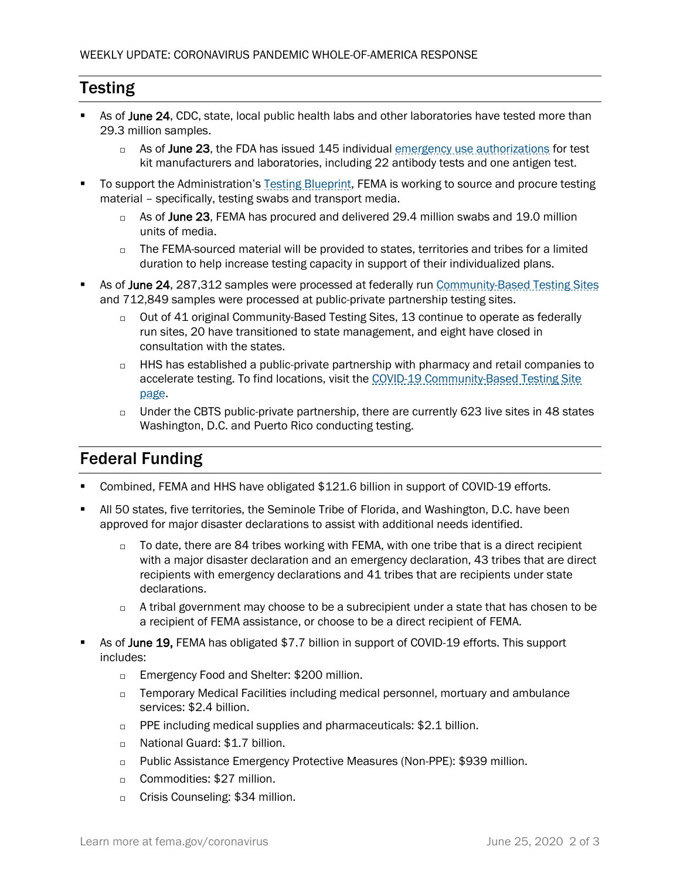## Testing

- As of **June 24**, CDC, state, local public health labs and other laboratories have tested more than 29.3 million samples.
  - As of **June 23**, the FDA has issued 145 individual emergency use authorizations for test kit manufacturers and laboratories, including 22 antibody tests and one antigen test.
- To support the Administration's Testing Blueprint, FEMA is working to source and procure testing material – specifically, testing swabs and transport media.
  - As of **June 23**, FEMA has procured and delivered 29.4 million swabs and 19.0 million units of media.
  - The FEMA-sourced material will be provided to states, territories and tribes for a limited duration to help increase testing capacity in support of their individualized plans.
- As of **June 24**, 287,312 samples were processed at federally run Community-Based Testing Sites and 712,849 samples were processed at public-private partnership testing sites.
  - Out of 41 original Community-Based Testing Sites, 13 continue to operate as federally run sites, 20 have transitioned to state management, and eight have closed in consultation with the states.
  - HHS has established a public-private partnership with pharmacy and retail companies to accelerate testing. To find locations, visit the COVID-19 Community-Based Testing Site page.
  - Under the CBTS public-private partnership, there are currently 623 live sites in 48 states Washington, D.C. and Puerto Rico conducting testing.

## Federal Funding

- Combined, FEMA and HHS have obligated $121.6 billion in support of COVID-19 efforts.
- All 50 states, five territories, the Seminole Tribe of Florida, and Washington, D.C. have been approved for major disaster declarations to assist with additional needs identified.
  - To date, there are 84 tribes working with FEMA, with one tribe that is a direct recipient with a major disaster declaration and an emergency declaration, 43 tribes that are direct recipients with emergency declarations and 41 tribes that are recipients under state declarations.
  - A tribal government may choose to be a subrecipient under a state that has chosen to be a recipient of FEMA assistance, or choose to be a direct recipient of FEMA.
- As of **June 19,** FEMA has obligated $7.7 billion in support of COVID-19 efforts. This support includes:
  - Emergency Food and Shelter: $200 million.
  - Temporary Medical Facilities including medical personnel, mortuary and ambulance services: $2.4 billion.
  - PPE including medical supplies and pharmaceuticals: $2.1 billion.
  - National Guard: $1.7 billion.
  - Public Assistance Emergency Protective Measures (Non-PPE): $939 million.
  - Commodities: $27 million.
  - Crisis Counseling: $34 million.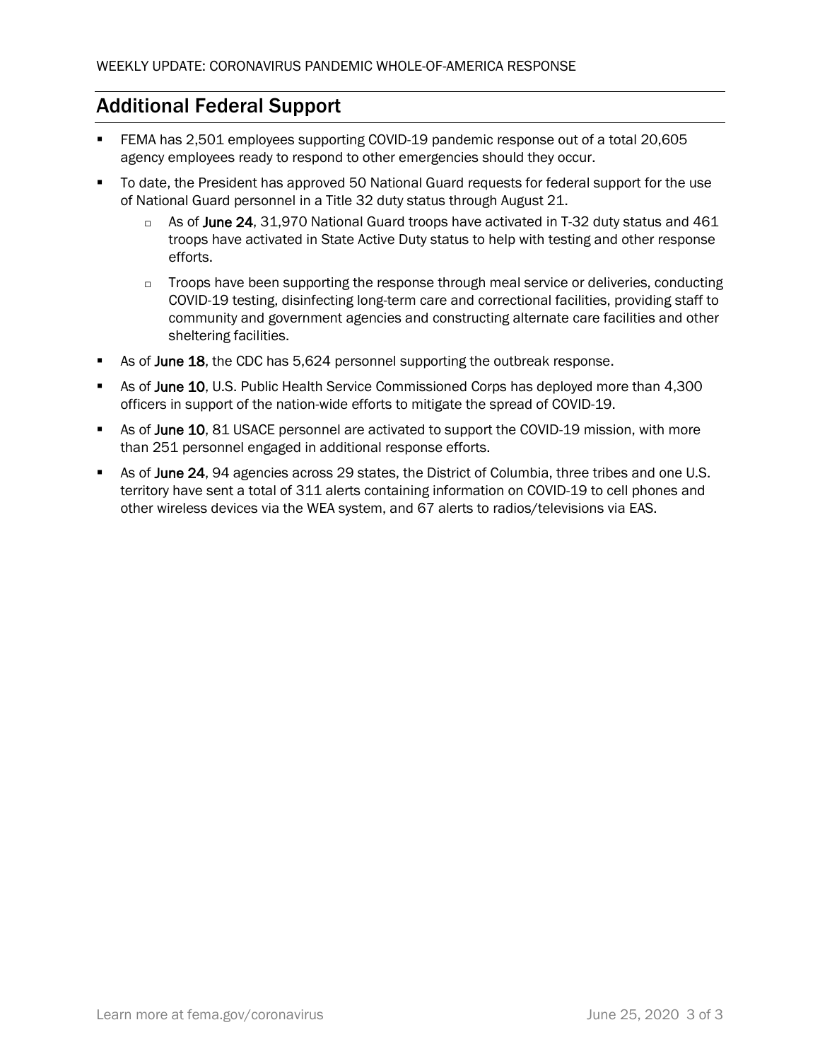## Additional Federal Support

- FEMA has 2,501 employees supporting COVID-19 pandemic response out of a total 20,605 agency employees ready to respond to other emergencies should they occur.
- To date, the President has approved 50 National Guard requests for federal support for the use of National Guard personnel in a Title 32 duty status through August 21.
  - As of **June 24**, 31,970 National Guard troops have activated in T-32 duty status and 461 troops have activated in State Active Duty status to help with testing and other response efforts.
  - Troops have been supporting the response through meal service or deliveries, conducting COVID-19 testing, disinfecting long-term care and correctional facilities, providing staff to community and government agencies and constructing alternate care facilities and other sheltering facilities.
- As of **June 18**, the CDC has 5,624 personnel supporting the outbreak response.
- As of **June 10**, U.S. Public Health Service Commissioned Corps has deployed more than 4,300 officers in support of the nation-wide efforts to mitigate the spread of COVID-19.
- As of **June 10**, 81 USACE personnel are activated to support the COVID-19 mission, with more than 251 personnel engaged in additional response efforts.
- As of **June 24**, 94 agencies across 29 states, the District of Columbia, three tribes and one U.S. territory have sent a total of 311 alerts containing information on COVID-19 to cell phones and other wireless devices via the WEA system, and 67 alerts to radios/televisions via EAS.